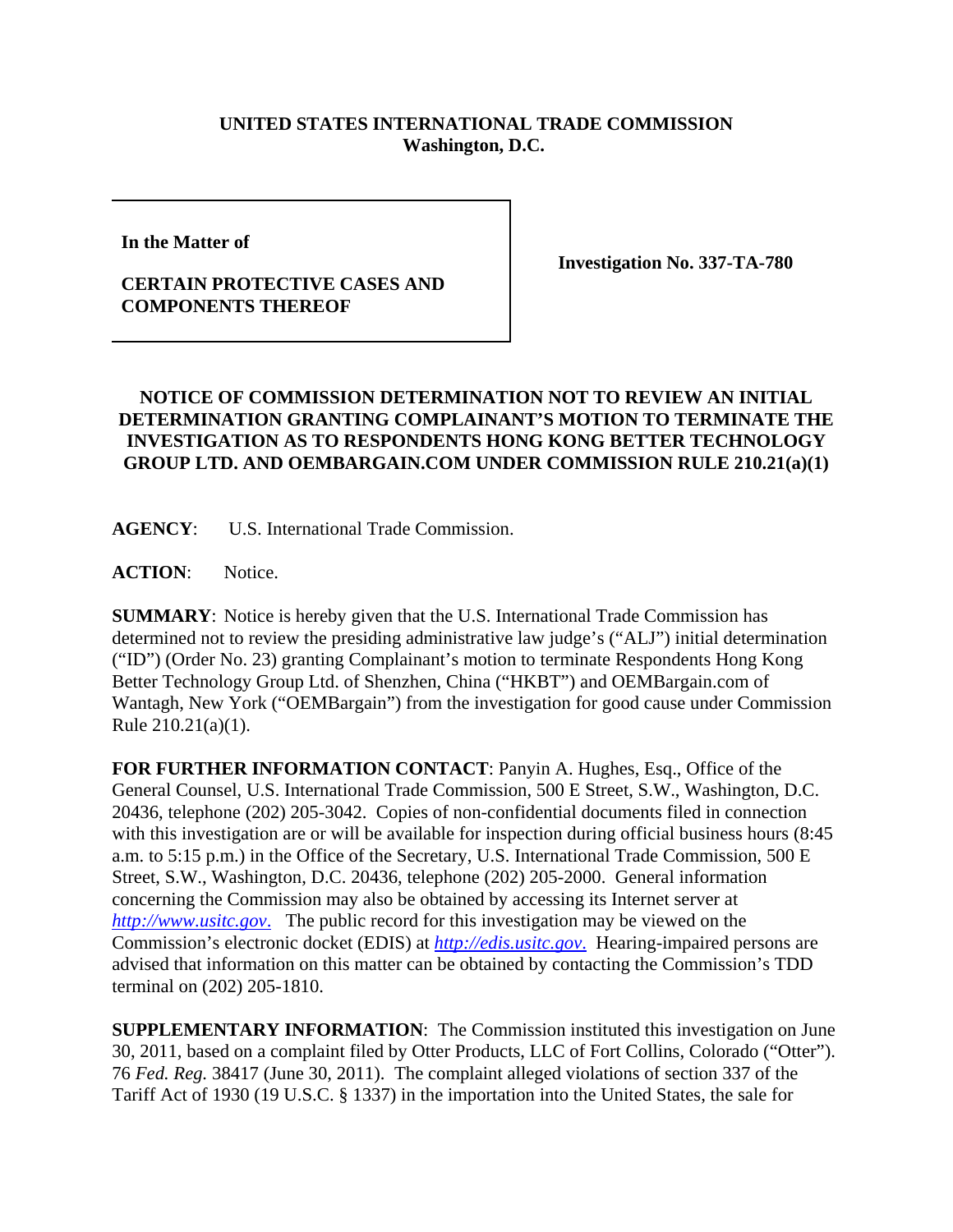**UNITED STATES INTERNATIONAL TRADE COMMISSION**
**Washington, D.C.**

| In the Matter of<br><br>**CERTAIN PROTECTIVE CASES AND COMPONENTS THEREOF** | **Investigation No. 337-TA-780** |
|---|---|

**NOTICE OF COMMISSION DETERMINATION NOT TO REVIEW AN INITIAL DETERMINATION GRANTING COMPLAINANT'S MOTION TO TERMINATE THE INVESTIGATION AS TO RESPONDENTS HONG KONG BETTER TECHNOLOGY GROUP LTD. AND OEMBARGAIN.COM UNDER COMMISSION RULE 210.21(a)(1)**

**AGENCY**: U.S. International Trade Commission.

**ACTION**: Notice.

**SUMMARY**: Notice is hereby given that the U.S. International Trade Commission has determined not to review the presiding administrative law judge's ("ALJ") initial determination ("ID") (Order No. 23) granting Complainant's motion to terminate Respondents Hong Kong Better Technology Group Ltd. of Shenzhen, China ("HKBT") and OEMBargain.com of Wantagh, New York ("OEMBargain") from the investigation for good cause under Commission Rule 210.21(a)(1).

**FOR FURTHER INFORMATION CONTACT**: Panyin A. Hughes, Esq., Office of the General Counsel, U.S. International Trade Commission, 500 E Street, S.W., Washington, D.C. 20436, telephone (202) 205-3042. Copies of non-confidential documents filed in connection with this investigation are or will be available for inspection during official business hours (8:45 a.m. to 5:15 p.m.) in the Office of the Secretary, U.S. International Trade Commission, 500 E Street, S.W., Washington, D.C. 20436, telephone (202) 205-2000. General information concerning the Commission may also be obtained by accessing its Internet server at *http://www.usitc.gov*. The public record for this investigation may be viewed on the Commission's electronic docket (EDIS) at *http://edis.usitc.gov*. Hearing-impaired persons are advised that information on this matter can be obtained by contacting the Commission's TDD terminal on (202) 205-1810.

**SUPPLEMENTARY INFORMATION**: The Commission instituted this investigation on June 30, 2011, based on a complaint filed by Otter Products, LLC of Fort Collins, Colorado ("Otter"). 76 *Fed. Reg.* 38417 (June 30, 2011). The complaint alleged violations of section 337 of the Tariff Act of 1930 (19 U.S.C. § 1337) in the importation into the United States, the sale for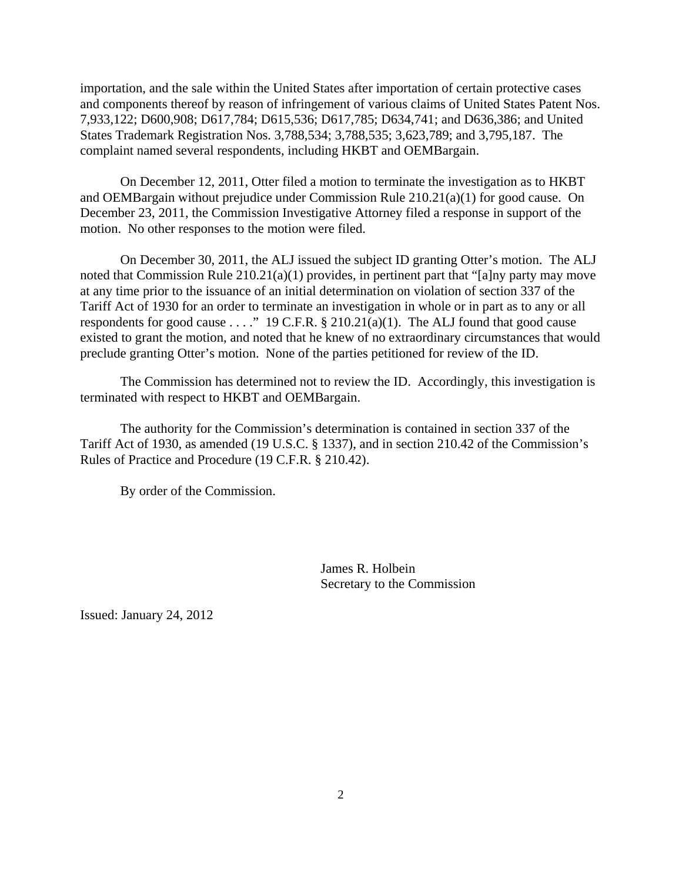importation, and the sale within the United States after importation of certain protective cases and components thereof by reason of infringement of various claims of United States Patent Nos. 7,933,122; D600,908; D617,784; D615,536; D617,785; D634,741; and D636,386; and United States Trademark Registration Nos. 3,788,534; 3,788,535; 3,623,789; and 3,795,187. The complaint named several respondents, including HKBT and OEMBargain.

On December 12, 2011, Otter filed a motion to terminate the investigation as to HKBT and OEMBargain without prejudice under Commission Rule 210.21(a)(1) for good cause. On December 23, 2011, the Commission Investigative Attorney filed a response in support of the motion. No other responses to the motion were filed.

On December 30, 2011, the ALJ issued the subject ID granting Otter's motion. The ALJ noted that Commission Rule 210.21(a)(1) provides, in pertinent part that "[a]ny party may move at any time prior to the issuance of an initial determination on violation of section 337 of the Tariff Act of 1930 for an order to terminate an investigation in whole or in part as to any or all respondents for good cause . . . ." 19 C.F.R. § 210.21(a)(1). The ALJ found that good cause existed to grant the motion, and noted that he knew of no extraordinary circumstances that would preclude granting Otter's motion. None of the parties petitioned for review of the ID.

The Commission has determined not to review the ID. Accordingly, this investigation is terminated with respect to HKBT and OEMBargain.

The authority for the Commission's determination is contained in section 337 of the Tariff Act of 1930, as amended (19 U.S.C. § 1337), and in section 210.42 of the Commission's Rules of Practice and Procedure (19 C.F.R. § 210.42).

By order of the Commission.

James R. Holbein
Secretary to the Commission

Issued: January 24, 2012